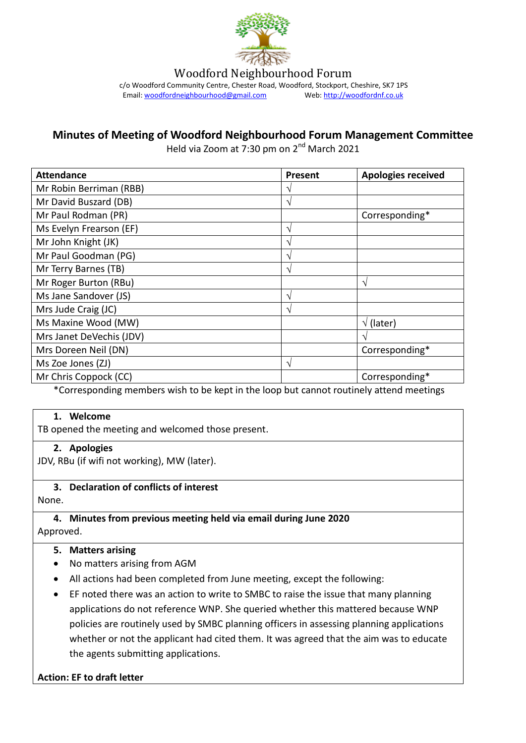Woodford Neighbourhood Forum

c/o Woodford Community Centre, Chester Road, Woodford, Stockport, Cheshire, SK7 1PS
Email: woodfordneighbourhood@gmail.com Web: http://woodfordnf.co.uk

# Minutes of Meeting of Woodford Neighbourhood Forum Management Committee

Held via Zoom at 7:30 pm on 2nd March 2021

| Attendance | Present | Apologies received |
|---|---|---|
| Mr Robin Berriman (RBB) | √ | |
| Mr David Buszard (DB) | √ | |
| Mr Paul Rodman (PR) | | Corresponding* |
| Ms Evelyn Frearson (EF) | √ | |
| Mr John Knight (JK) | √ | |
| Mr Paul Goodman (PG) | √ | |
| Mr Terry Barnes (TB) | √ | |
| Mr Roger Burton (RBu) | | √ |
| Ms Jane Sandover (JS) | √ | |
| Mrs Jude Craig (JC) | √ | |
| Ms Maxine Wood (MW) | | √ (later) |
| Mrs Janet DeVechis (JDV) | | √ |
| Mrs Doreen Neil (DN) | | Corresponding* |
| Ms Zoe Jones (ZJ) | √ | |
| Mr Chris Coppock (CC) | | Corresponding* |

*Corresponding members wish to be kept in the loop but cannot routinely attend meetings

**1. Welcome**

TB opened the meeting and welcomed those present.

**2. Apologies**

JDV, RBu (if wifi not working), MW (later).

**3. Declaration of conflicts of interest**

None.

**4. Minutes from previous meeting held via email during June 2020**

Approved.

**5. Matters arising**

- No matters arising from AGM
- All actions had been completed from June meeting, except the following:
- EF noted there was an action to write to SMBC to raise the issue that many planning applications do not reference WNP. She queried whether this mattered because WNP policies are routinely used by SMBC planning officers in assessing planning applications whether or not the applicant had cited them. It was agreed that the aim was to educate the agents submitting applications.

**Action: EF to draft letter**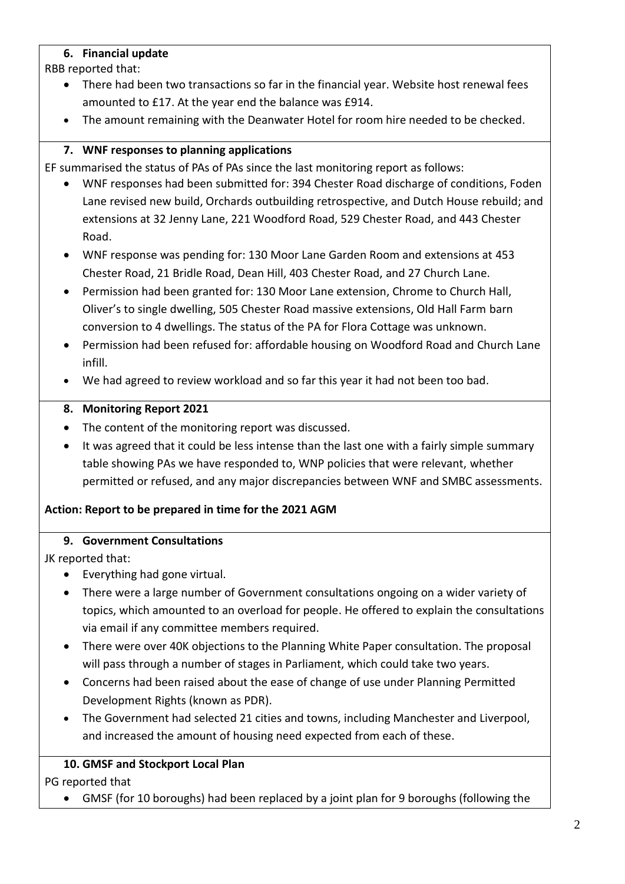### 6. Financial update

RBB reported that:

- There had been two transactions so far in the financial year. Website host renewal fees amounted to £17. At the year end the balance was £914.
- The amount remaining with the Deanwater Hotel for room hire needed to be checked.

### 7. WNF responses to planning applications

EF summarised the status of PAs of PAs since the last monitoring report as follows:

- WNF responses had been submitted for: 394 Chester Road discharge of conditions, Foden Lane revised new build, Orchards outbuilding retrospective, and Dutch House rebuild; and extensions at 32 Jenny Lane, 221 Woodford Road, 529 Chester Road, and 443 Chester Road.
- WNF response was pending for: 130 Moor Lane Garden Room and extensions at 453 Chester Road, 21 Bridle Road, Dean Hill, 403 Chester Road, and 27 Church Lane.
- Permission had been granted for: 130 Moor Lane extension, Chrome to Church Hall, Oliver's to single dwelling, 505 Chester Road massive extensions, Old Hall Farm barn conversion to 4 dwellings. The status of the PA for Flora Cottage was unknown.
- Permission had been refused for: affordable housing on Woodford Road and Church Lane infill.
- We had agreed to review workload and so far this year it had not been too bad.

### 8. Monitoring Report 2021

- The content of the monitoring report was discussed.
- It was agreed that it could be less intense than the last one with a fairly simple summary table showing PAs we have responded to, WNP policies that were relevant, whether permitted or refused, and any major discrepancies between WNF and SMBC assessments.

**Action: Report to be prepared in time for the 2021 AGM**

### 9. Government Consultations

JK reported that:

- Everything had gone virtual.
- There were a large number of Government consultations ongoing on a wider variety of topics, which amounted to an overload for people. He offered to explain the consultations via email if any committee members required.
- There were over 40K objections to the Planning White Paper consultation. The proposal will pass through a number of stages in Parliament, which could take two years.
- Concerns had been raised about the ease of change of use under Planning Permitted Development Rights (known as PDR).
- The Government had selected 21 cities and towns, including Manchester and Liverpool, and increased the amount of housing need expected from each of these.

### 10. GMSF and Stockport Local Plan

PG reported that

- GMSF (for 10 boroughs) had been replaced by a joint plan for 9 boroughs (following the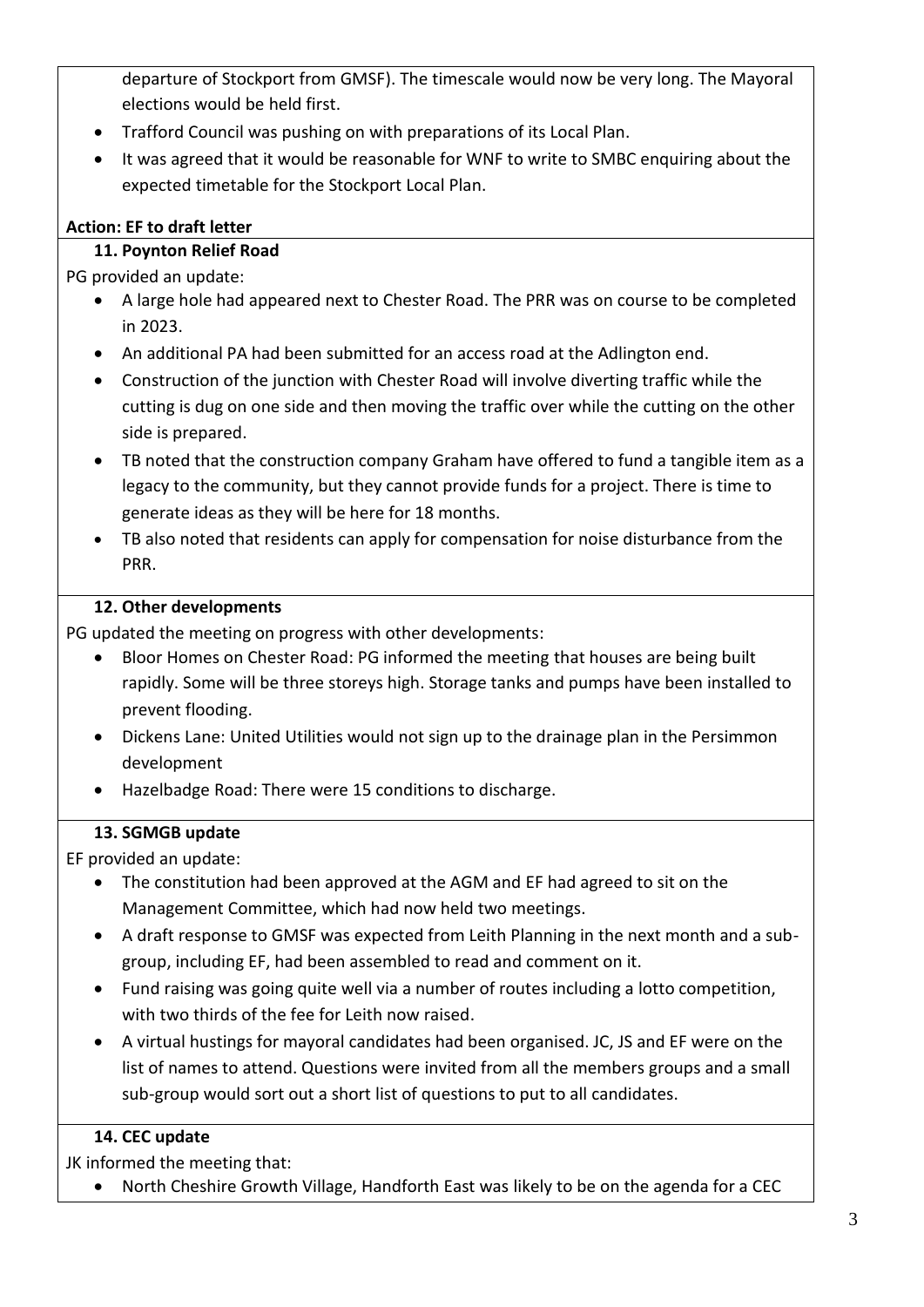departure of Stockport from GMSF). The timescale would now be very long. The Mayoral elections would be held first.

- Trafford Council was pushing on with preparations of its Local Plan.
- It was agreed that it would be reasonable for WNF to write to SMBC enquiring about the expected timetable for the Stockport Local Plan.

**Action: EF to draft letter**

**11. Poynton Relief Road**

PG provided an update:

- A large hole had appeared next to Chester Road. The PRR was on course to be completed in 2023.
- An additional PA had been submitted for an access road at the Adlington end.
- Construction of the junction with Chester Road will involve diverting traffic while the cutting is dug on one side and then moving the traffic over while the cutting on the other side is prepared.
- TB noted that the construction company Graham have offered to fund a tangible item as a legacy to the community, but they cannot provide funds for a project. There is time to generate ideas as they will be here for 18 months.
- TB also noted that residents can apply for compensation for noise disturbance from the PRR.

**12. Other developments**

PG updated the meeting on progress with other developments:

- Bloor Homes on Chester Road: PG informed the meeting that houses are being built rapidly. Some will be three storeys high. Storage tanks and pumps have been installed to prevent flooding.
- Dickens Lane: United Utilities would not sign up to the drainage plan in the Persimmon development
- Hazelbadge Road: There were 15 conditions to discharge.

**13. SGMGB update**

EF provided an update:

- The constitution had been approved at the AGM and EF had agreed to sit on the Management Committee, which had now held two meetings.
- A draft response to GMSF was expected from Leith Planning in the next month and a sub-group, including EF, had been assembled to read and comment on it.
- Fund raising was going quite well via a number of routes including a lotto competition, with two thirds of the fee for Leith now raised.
- A virtual hustings for mayoral candidates had been organised. JC, JS and EF were on the list of names to attend. Questions were invited from all the members groups and a small sub-group would sort out a short list of questions to put to all candidates.

**14. CEC update**

JK informed the meeting that:

- North Cheshire Growth Village, Handforth East was likely to be on the agenda for a CEC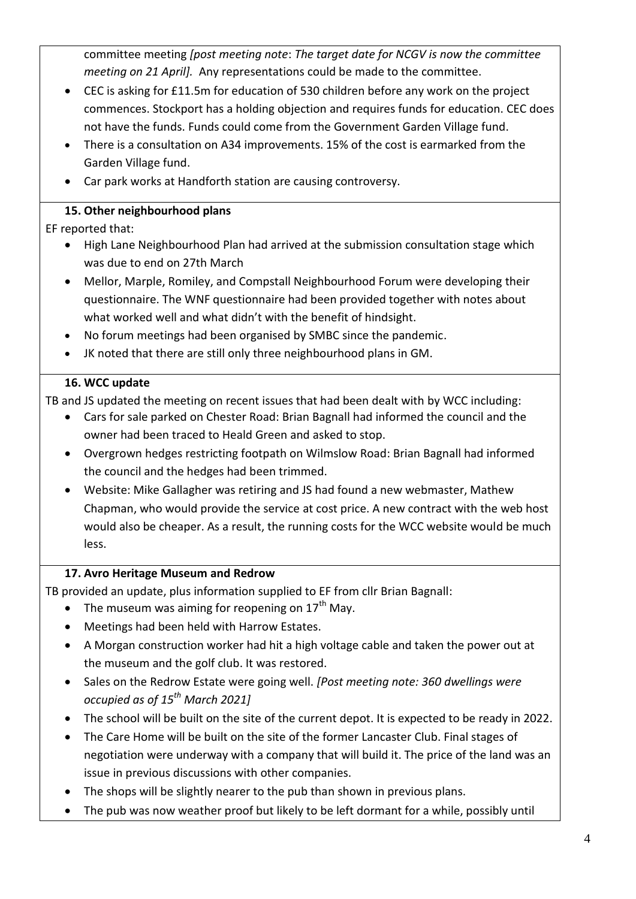committee meeting *[post meeting note: The target date for NCGV is now the committee meeting on 21 April].* Any representations could be made to the committee.

- CEC is asking for £11.5m for education of 530 children before any work on the project commences. Stockport has a holding objection and requires funds for education. CEC does not have the funds. Funds could come from the Government Garden Village fund.
- There is a consultation on A34 improvements. 15% of the cost is earmarked from the Garden Village fund.
- Car park works at Handforth station are causing controversy.

### 15. Other neighbourhood plans

EF reported that:

- High Lane Neighbourhood Plan had arrived at the submission consultation stage which was due to end on 27th March
- Mellor, Marple, Romiley, and Compstall Neighbourhood Forum were developing their questionnaire. The WNF questionnaire had been provided together with notes about what worked well and what didn't with the benefit of hindsight.
- No forum meetings had been organised by SMBC since the pandemic.
- JK noted that there are still only three neighbourhood plans in GM.

### 16. WCC update

TB and JS updated the meeting on recent issues that had been dealt with by WCC including:

- Cars for sale parked on Chester Road: Brian Bagnall had informed the council and the owner had been traced to Heald Green and asked to stop.
- Overgrown hedges restricting footpath on Wilmslow Road: Brian Bagnall had informed the council and the hedges had been trimmed.
- Website: Mike Gallagher was retiring and JS had found a new webmaster, Mathew Chapman, who would provide the service at cost price. A new contract with the web host would also be cheaper. As a result, the running costs for the WCC website would be much less.

### 17. Avro Heritage Museum and Redrow

TB provided an update, plus information supplied to EF from cllr Brian Bagnall:

- The museum was aiming for reopening on 17th May.
- Meetings had been held with Harrow Estates.
- A Morgan construction worker had hit a high voltage cable and taken the power out at the museum and the golf club. It was restored.
- Sales on the Redrow Estate were going well. *[Post meeting note: 360 dwellings were occupied as of 15th March 2021]*
- The school will be built on the site of the current depot. It is expected to be ready in 2022.
- The Care Home will be built on the site of the former Lancaster Club. Final stages of negotiation were underway with a company that will build it. The price of the land was an issue in previous discussions with other companies.
- The shops will be slightly nearer to the pub than shown in previous plans.
- The pub was now weather proof but likely to be left dormant for a while, possibly until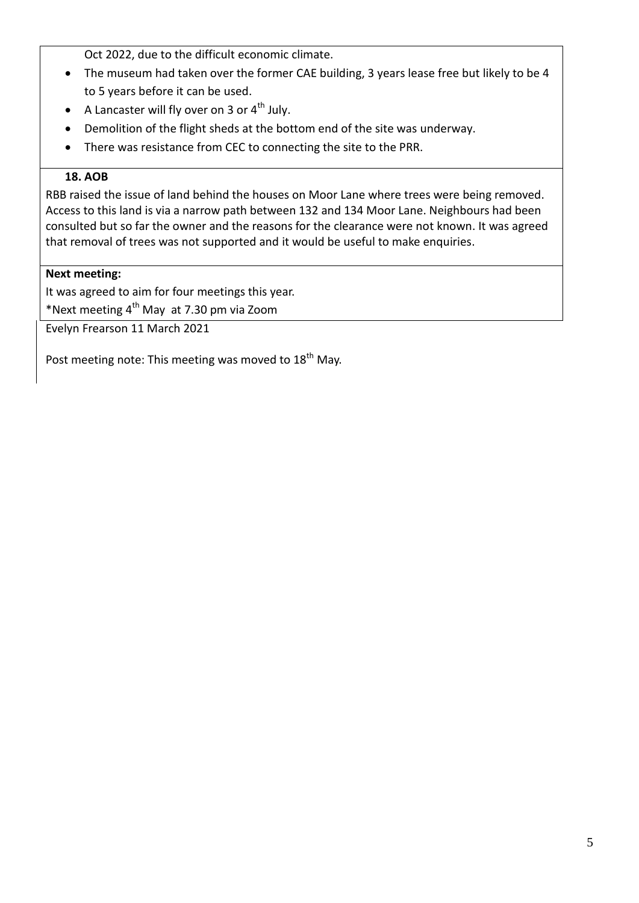Oct 2022, due to the difficult economic climate.

- The museum had taken over the former CAE building, 3 years lease free but likely to be 4 to 5 years before it can be used.
- A Lancaster will fly over on 3 or 4th July.
- Demolition of the flight sheds at the bottom end of the site was underway.
- There was resistance from CEC to connecting the site to the PRR.

**18. AOB**

RBB raised the issue of land behind the houses on Moor Lane where trees were being removed. Access to this land is via a narrow path between 132 and 134 Moor Lane. Neighbours had been consulted but so far the owner and the reasons for the clearance were not known. It was agreed that removal of trees was not supported and it would be useful to make enquiries.

**Next meeting:**

It was agreed to aim for four meetings this year.

*Next meeting 4th May at 7.30 pm via Zoom

Evelyn Frearson 11 March 2021

Post meeting note: This meeting was moved to 18th May.